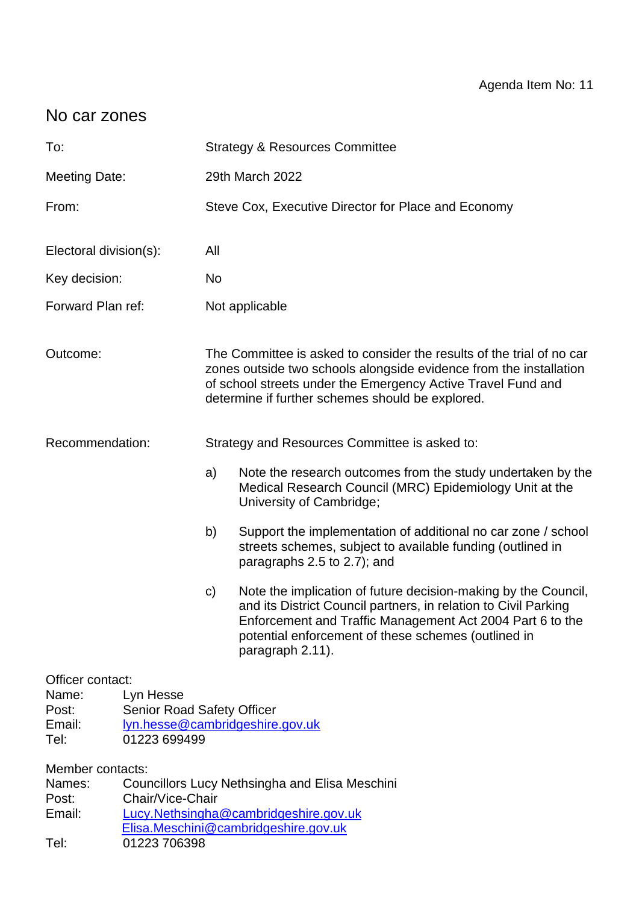Agenda Item No: 11

# No car zones

| | |
|---|---|
| To: | Strategy & Resources Committee |
| Meeting Date: | 29th March 2022 |
| From: | Steve Cox, Executive Director for Place and Economy |
| Electoral division(s): | All |
| Key decision: | No |
| Forward Plan ref: | Not applicable |

Outcome: The Committee is asked to consider the results of the trial of no car zones outside two schools alongside evidence from the installation of school streets under the Emergency Active Travel Fund and determine if further schemes should be explored.

Recommendation: Strategy and Resources Committee is asked to:

a) Note the research outcomes from the study undertaken by the Medical Research Council (MRC) Epidemiology Unit at the University of Cambridge;

b) Support the implementation of additional no car zone / school streets schemes, subject to available funding (outlined in paragraphs 2.5 to 2.7); and

c) Note the implication of future decision-making by the Council, and its District Council partners, in relation to Civil Parking Enforcement and Traffic Management Act 2004 Part 6 to the potential enforcement of these schemes (outlined in paragraph 2.11).

Officer contact:
Name: Lyn Hesse
Post: Senior Road Safety Officer
Email: lyn.hesse@cambridgeshire.gov.uk
Tel: 01223 699499

Member contacts:
Names: Councillors Lucy Nethsingha and Elisa Meschini
Post: Chair/Vice-Chair
Email: Lucy.Nethsingha@cambridgeshire.gov.uk
Elisa.Meschini@cambridgeshire.gov.uk
Tel: 01223 706398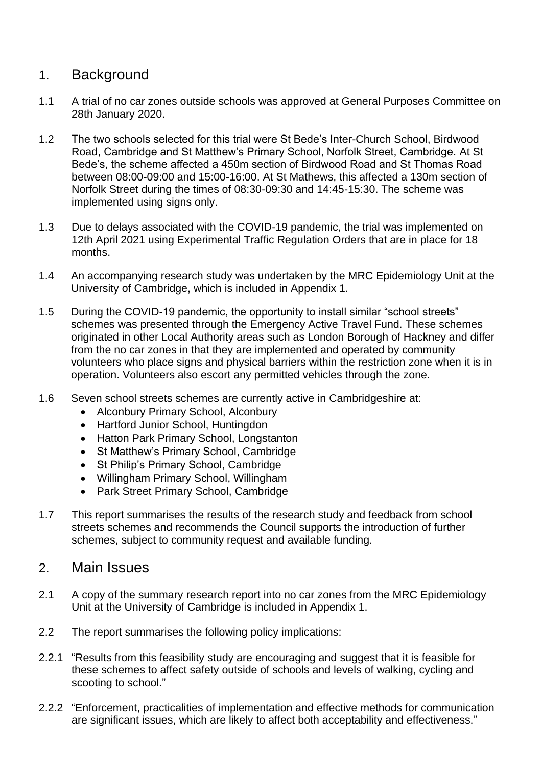## 1. Background

1.1 A trial of no car zones outside schools was approved at General Purposes Committee on 28th January 2020.

1.2 The two schools selected for this trial were St Bede's Inter-Church School, Birdwood Road, Cambridge and St Matthew's Primary School, Norfolk Street, Cambridge. At St Bede's, the scheme affected a 450m section of Birdwood Road and St Thomas Road between 08:00-09:00 and 15:00-16:00. At St Mathews, this affected a 130m section of Norfolk Street during the times of 08:30-09:30 and 14:45-15:30. The scheme was implemented using signs only.

1.3 Due to delays associated with the COVID-19 pandemic, the trial was implemented on 12th April 2021 using Experimental Traffic Regulation Orders that are in place for 18 months.

1.4 An accompanying research study was undertaken by the MRC Epidemiology Unit at the University of Cambridge, which is included in Appendix 1.

1.5 During the COVID-19 pandemic, the opportunity to install similar "school streets" schemes was presented through the Emergency Active Travel Fund. These schemes originated in other Local Authority areas such as London Borough of Hackney and differ from the no car zones in that they are implemented and operated by community volunteers who place signs and physical barriers within the restriction zone when it is in operation. Volunteers also escort any permitted vehicles through the zone.

1.6 Seven school streets schemes are currently active in Cambridgeshire at:

- Alconbury Primary School, Alconbury
- Hartford Junior School, Huntingdon
- Hatton Park Primary School, Longstanton
- St Matthew's Primary School, Cambridge
- St Philip's Primary School, Cambridge
- Willingham Primary School, Willingham
- Park Street Primary School, Cambridge

1.7 This report summarises the results of the research study and feedback from school streets schemes and recommends the Council supports the introduction of further schemes, subject to community request and available funding.

## 2. Main Issues

2.1 A copy of the summary research report into no car zones from the MRC Epidemiology Unit at the University of Cambridge is included in Appendix 1.

2.2 The report summarises the following policy implications:

2.2.1 "Results from this feasibility study are encouraging and suggest that it is feasible for these schemes to affect safety outside of schools and levels of walking, cycling and scooting to school."

2.2.2 "Enforcement, practicalities of implementation and effective methods for communication are significant issues, which are likely to affect both acceptability and effectiveness."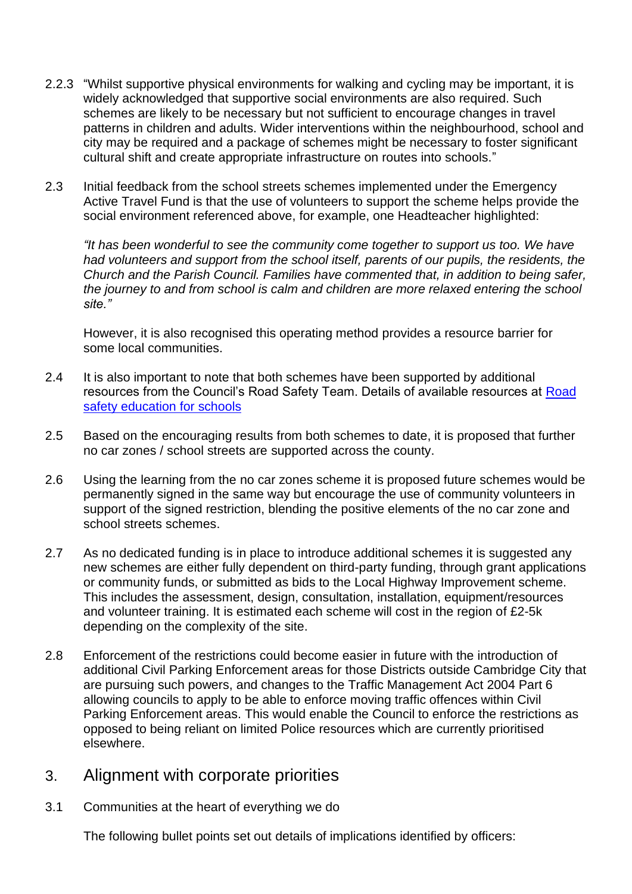2.2.3 "Whilst supportive physical environments for walking and cycling may be important, it is widely acknowledged that supportive social environments are also required. Such schemes are likely to be necessary but not sufficient to encourage changes in travel patterns in children and adults. Wider interventions within the neighbourhood, school and city may be required and a package of schemes might be necessary to foster significant cultural shift and create appropriate infrastructure on routes into schools."

2.3 Initial feedback from the school streets schemes implemented under the Emergency Active Travel Fund is that the use of volunteers to support the scheme helps provide the social environment referenced above, for example, one Headteacher highlighted:

*"It has been wonderful to see the community come together to support us too. We have had volunteers and support from the school itself, parents of our pupils, the residents, the Church and the Parish Council. Families have commented that, in addition to being safer, the journey to and from school is calm and children are more relaxed entering the school site."*

However, it is also recognised this operating method provides a resource barrier for some local communities.

2.4 It is also important to note that both schemes have been supported by additional resources from the Council's Road Safety Team. Details of available resources at [Road safety education for schools]

2.5 Based on the encouraging results from both schemes to date, it is proposed that further no car zones / school streets are supported across the county.

2.6 Using the learning from the no car zones scheme it is proposed future schemes would be permanently signed in the same way but encourage the use of community volunteers in support of the signed restriction, blending the positive elements of the no car zone and school streets schemes.

2.7 As no dedicated funding is in place to introduce additional schemes it is suggested any new schemes are either fully dependent on third-party funding, through grant applications or community funds, or submitted as bids to the Local Highway Improvement scheme. This includes the assessment, design, consultation, installation, equipment/resources and volunteer training. It is estimated each scheme will cost in the region of £2-5k depending on the complexity of the site.

2.8 Enforcement of the restrictions could become easier in future with the introduction of additional Civil Parking Enforcement areas for those Districts outside Cambridge City that are pursuing such powers, and changes to the Traffic Management Act 2004 Part 6 allowing councils to apply to be able to enforce moving traffic offences within Civil Parking Enforcement areas. This would enable the Council to enforce the restrictions as opposed to being reliant on limited Police resources which are currently prioritised elsewhere.

## 3. Alignment with corporate priorities

3.1 Communities at the heart of everything we do

The following bullet points set out details of implications identified by officers: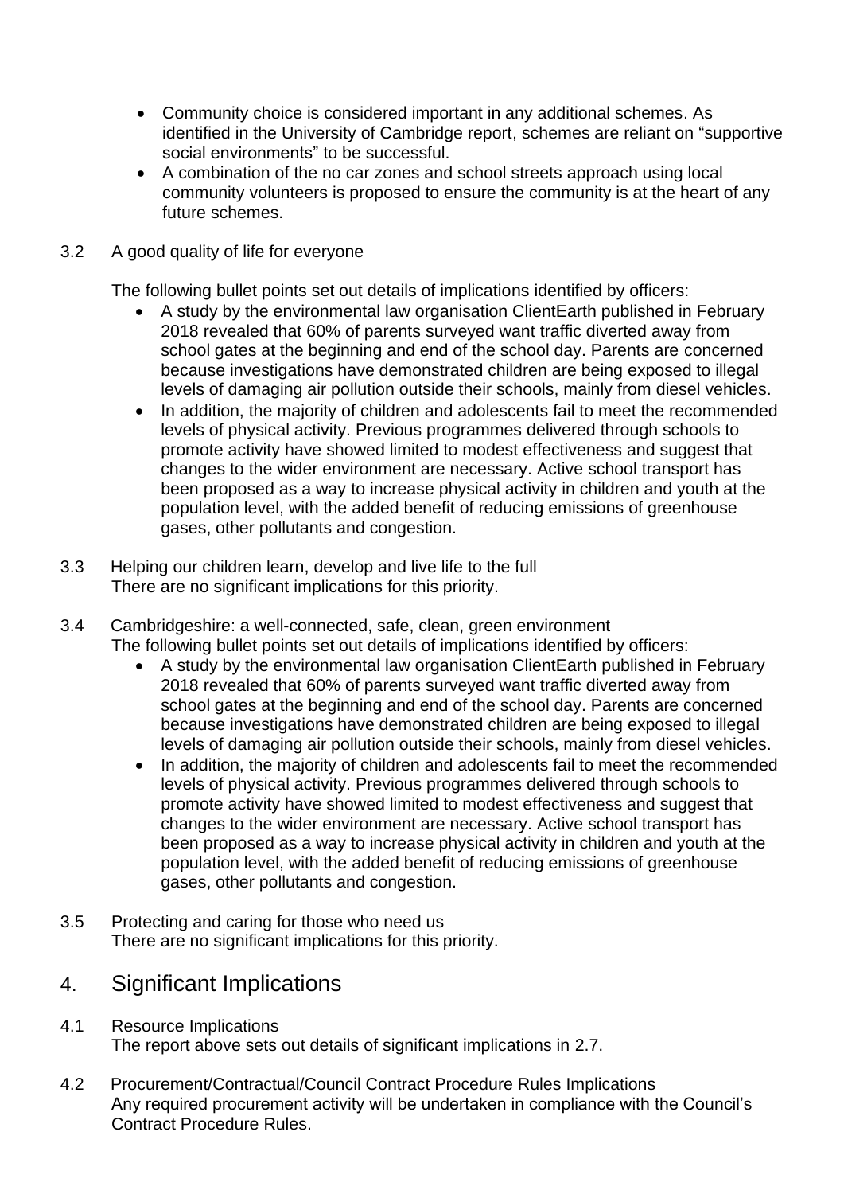- Community choice is considered important in any additional schemes. As identified in the University of Cambridge report, schemes are reliant on "supportive social environments" to be successful.
- A combination of the no car zones and school streets approach using local community volunteers is proposed to ensure the community is at the heart of any future schemes.

3.2 A good quality of life for everyone

The following bullet points set out details of implications identified by officers:

- A study by the environmental law organisation ClientEarth published in February 2018 revealed that 60% of parents surveyed want traffic diverted away from school gates at the beginning and end of the school day. Parents are concerned because investigations have demonstrated children are being exposed to illegal levels of damaging air pollution outside their schools, mainly from diesel vehicles.
- In addition, the majority of children and adolescents fail to meet the recommended levels of physical activity. Previous programmes delivered through schools to promote activity have showed limited to modest effectiveness and suggest that changes to the wider environment are necessary. Active school transport has been proposed as a way to increase physical activity in children and youth at the population level, with the added benefit of reducing emissions of greenhouse gases, other pollutants and congestion.

3.3 Helping our children learn, develop and live life to the full
There are no significant implications for this priority.

3.4 Cambridgeshire: a well-connected, safe, clean, green environment
The following bullet points set out details of implications identified by officers:

- A study by the environmental law organisation ClientEarth published in February 2018 revealed that 60% of parents surveyed want traffic diverted away from school gates at the beginning and end of the school day. Parents are concerned because investigations have demonstrated children are being exposed to illegal levels of damaging air pollution outside their schools, mainly from diesel vehicles.
- In addition, the majority of children and adolescents fail to meet the recommended levels of physical activity. Previous programmes delivered through schools to promote activity have showed limited to modest effectiveness and suggest that changes to the wider environment are necessary. Active school transport has been proposed as a way to increase physical activity in children and youth at the population level, with the added benefit of reducing emissions of greenhouse gases, other pollutants and congestion.

3.5 Protecting and caring for those who need us
There are no significant implications for this priority.

## 4. Significant Implications

4.1 Resource Implications
The report above sets out details of significant implications in 2.7.

4.2 Procurement/Contractual/Council Contract Procedure Rules Implications
Any required procurement activity will be undertaken in compliance with the Council's Contract Procedure Rules.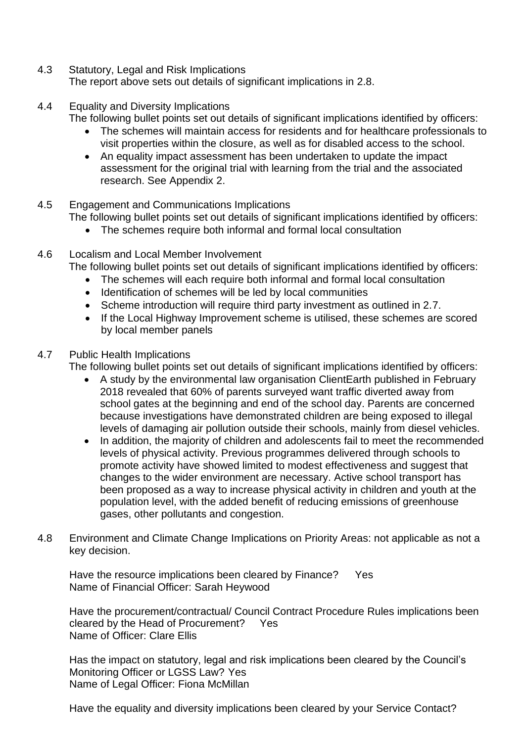4.3 Statutory, Legal and Risk Implications

The report above sets out details of significant implications in 2.8.

4.4 Equality and Diversity Implications

The following bullet points set out details of significant implications identified by officers:

- The schemes will maintain access for residents and for healthcare professionals to visit properties within the closure, as well as for disabled access to the school.
- An equality impact assessment has been undertaken to update the impact assessment for the original trial with learning from the trial and the associated research. See Appendix 2.

4.5 Engagement and Communications Implications

The following bullet points set out details of significant implications identified by officers:

- The schemes require both informal and formal local consultation

4.6 Localism and Local Member Involvement

The following bullet points set out details of significant implications identified by officers:

- The schemes will each require both informal and formal local consultation
- Identification of schemes will be led by local communities
- Scheme introduction will require third party investment as outlined in 2.7.
- If the Local Highway Improvement scheme is utilised, these schemes are scored by local member panels

4.7 Public Health Implications

The following bullet points set out details of significant implications identified by officers:

- A study by the environmental law organisation ClientEarth published in February 2018 revealed that 60% of parents surveyed want traffic diverted away from school gates at the beginning and end of the school day. Parents are concerned because investigations have demonstrated children are being exposed to illegal levels of damaging air pollution outside their schools, mainly from diesel vehicles.
- In addition, the majority of children and adolescents fail to meet the recommended levels of physical activity. Previous programmes delivered through schools to promote activity have showed limited to modest effectiveness and suggest that changes to the wider environment are necessary. Active school transport has been proposed as a way to increase physical activity in children and youth at the population level, with the added benefit of reducing emissions of greenhouse gases, other pollutants and congestion.

4.8 Environment and Climate Change Implications on Priority Areas: not applicable as not a key decision.

Have the resource implications been cleared by Finance? Yes
Name of Financial Officer: Sarah Heywood

Have the procurement/contractual/ Council Contract Procedure Rules implications been cleared by the Head of Procurement? Yes
Name of Officer: Clare Ellis

Has the impact on statutory, legal and risk implications been cleared by the Council's Monitoring Officer or LGSS Law? Yes
Name of Legal Officer: Fiona McMillan

Have the equality and diversity implications been cleared by your Service Contact?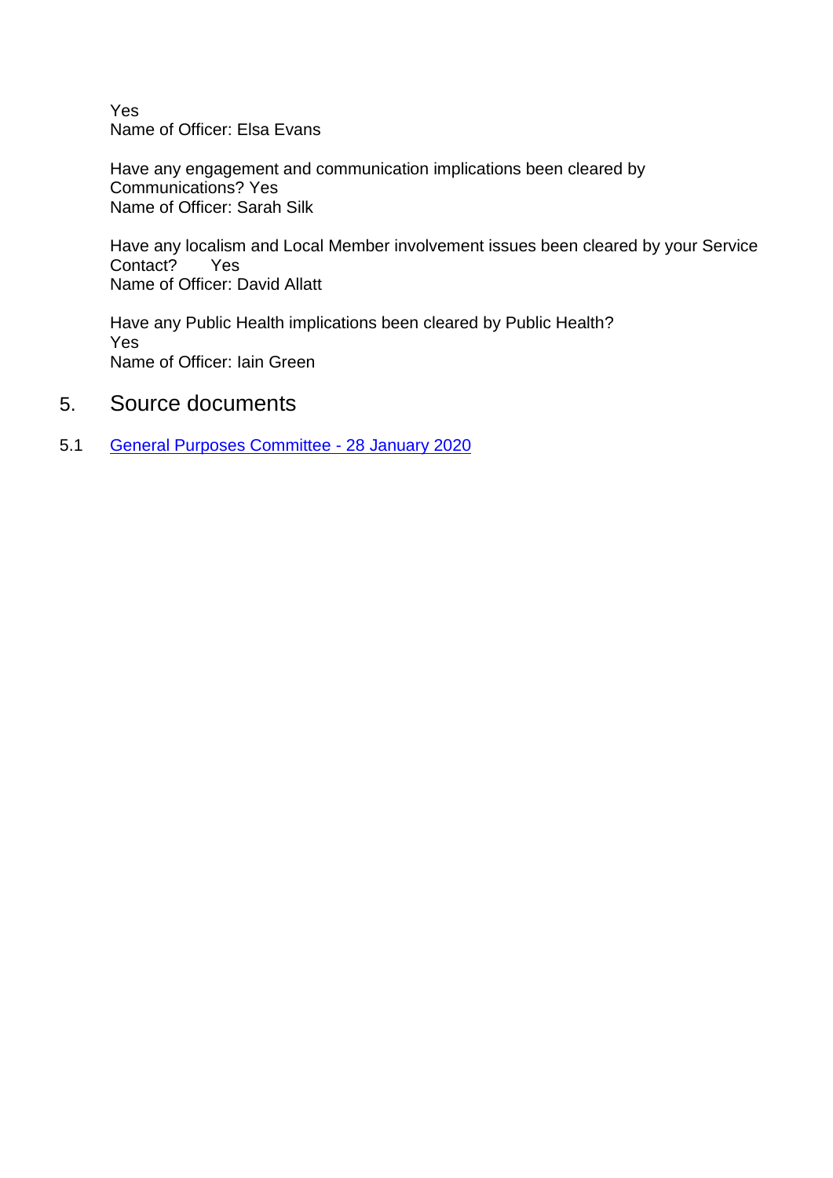Yes
Name of Officer: Elsa Evans

Have any engagement and communication implications been cleared by Communications? Yes
Name of Officer: Sarah Silk

Have any localism and Local Member involvement issues been cleared by your Service Contact? Yes
Name of Officer: David Allatt

Have any Public Health implications been cleared by Public Health?
Yes
Name of Officer: Iain Green

## 5. Source documents

5.1 General Purposes Committee - 28 January 2020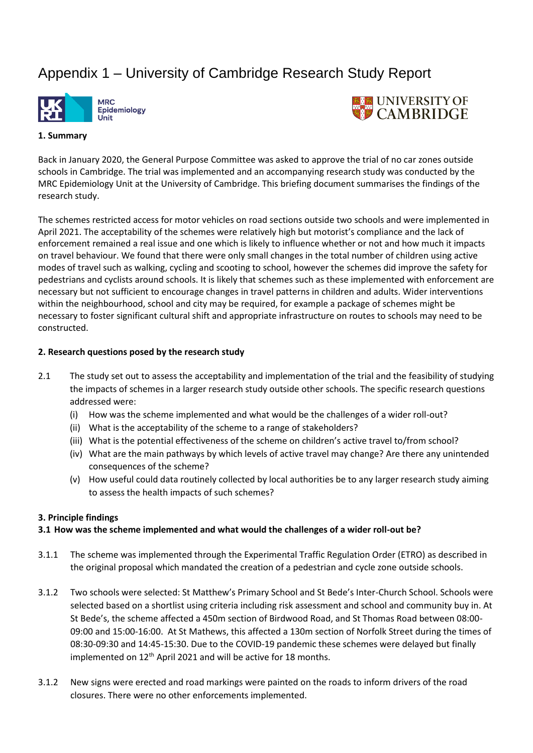# Appendix 1 – University of Cambridge Research Study Report

MRC Epidemiology Unit

UNIVERSITY OF CAMBRIDGE

**1. Summary**

Back in January 2020, the General Purpose Committee was asked to approve the trial of no car zones outside schools in Cambridge. The trial was implemented and an accompanying research study was conducted by the MRC Epidemiology Unit at the University of Cambridge. This briefing document summarises the findings of the research study.

The schemes restricted access for motor vehicles on road sections outside two schools and were implemented in April 2021. The acceptability of the schemes were relatively high but motorist's compliance and the lack of enforcement remained a real issue and one which is likely to influence whether or not and how much it impacts on travel behaviour. We found that there were only small changes in the total number of children using active modes of travel such as walking, cycling and scooting to school, however the schemes did improve the safety for pedestrians and cyclists around schools. It is likely that schemes such as these implemented with enforcement are necessary but not sufficient to encourage changes in travel patterns in children and adults. Wider interventions within the neighbourhood, school and city may be required, for example a package of schemes might be necessary to foster significant cultural shift and appropriate infrastructure on routes to schools may need to be constructed.

**2. Research questions posed by the research study**

2.1 The study set out to assess the acceptability and implementation of the trial and the feasibility of studying the impacts of schemes in a larger research study outside other schools. The specific research questions addressed were:

(i) How was the scheme implemented and what would be the challenges of a wider roll-out?
(ii) What is the acceptability of the scheme to a range of stakeholders?
(iii) What is the potential effectiveness of the scheme on children's active travel to/from school?
(iv) What are the main pathways by which levels of active travel may change? Are there any unintended consequences of the scheme?
(v) How useful could data routinely collected by local authorities be to any larger research study aiming to assess the health impacts of such schemes?

**3. Principle findings**

**3.1 How was the scheme implemented and what would the challenges of a wider roll-out be?**

3.1.1 The scheme was implemented through the Experimental Traffic Regulation Order (ETRO) as described in the original proposal which mandated the creation of a pedestrian and cycle zone outside schools.

3.1.2 Two schools were selected: St Matthew's Primary School and St Bede's Inter-Church School. Schools were selected based on a shortlist using criteria including risk assessment and school and community buy in. At St Bede's, the scheme affected a 450m section of Birdwood Road, and St Thomas Road between 08:00-09:00 and 15:00-16:00. At St Mathews, this affected a 130m section of Norfolk Street during the times of 08:30-09:30 and 14:45-15:30. Due to the COVID-19 pandemic these schemes were delayed but finally implemented on 12th April 2021 and will be active for 18 months.

3.1.2 New signs were erected and road markings were painted on the roads to inform drivers of the road closures. There were no other enforcements implemented.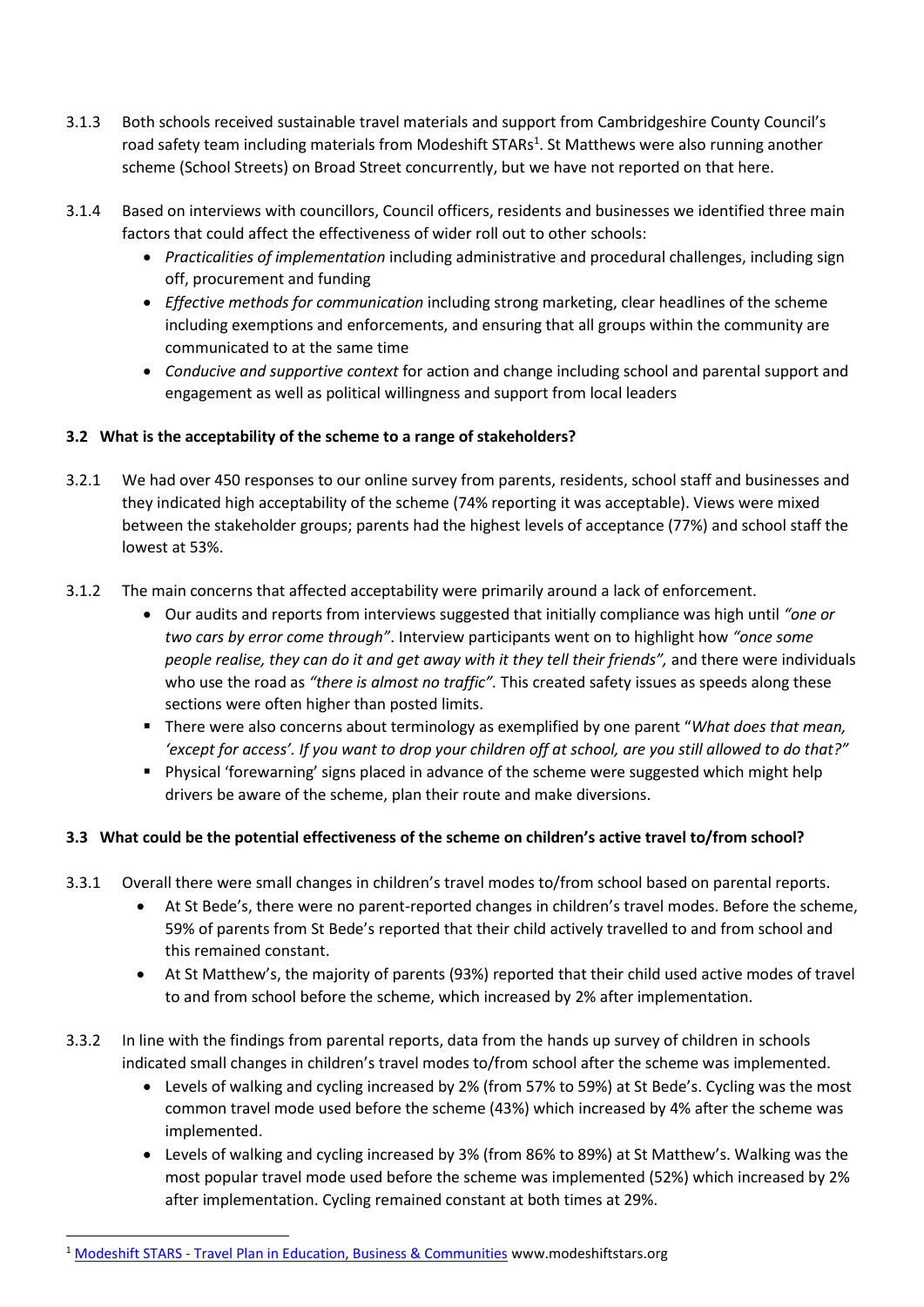3.1.3 Both schools received sustainable travel materials and support from Cambridgeshire County Council's road safety team including materials from Modeshift STARs[1]. St Matthews were also running another scheme (School Streets) on Broad Street concurrently, but we have not reported on that here.

3.1.4 Based on interviews with councillors, Council officers, residents and businesses we identified three main factors that could affect the effectiveness of wider roll out to other schools:

- *Practicalities of implementation* including administrative and procedural challenges, including sign off, procurement and funding
- *Effective methods for communication* including strong marketing, clear headlines of the scheme including exemptions and enforcements, and ensuring that all groups within the community are communicated to at the same time
- *Conducive and supportive context* for action and change including school and parental support and engagement as well as political willingness and support from local leaders

### 3.2 What is the acceptability of the scheme to a range of stakeholders?

3.2.1 We had over 450 responses to our online survey from parents, residents, school staff and businesses and they indicated high acceptability of the scheme (74% reporting it was acceptable). Views were mixed between the stakeholder groups; parents had the highest levels of acceptance (77%) and school staff the lowest at 53%.

3.1.2 The main concerns that affected acceptability were primarily around a lack of enforcement.

- Our audits and reports from interviews suggested that initially compliance was high until *"one or two cars by error come through"*. Interview participants went on to highlight how *"once some people realise, they can do it and get away with it they tell their friends",* and there were individuals who use the road as *"there is almost no traffic"*. This created safety issues as speeds along these sections were often higher than posted limits.
  - There were also concerns about terminology as exemplified by one parent "*What does that mean, 'except for access'. If you want to drop your children off at school, are you still allowed to do that?"*
  - Physical 'forewarning' signs placed in advance of the scheme were suggested which might help drivers be aware of the scheme, plan their route and make diversions.

### 3.3 What could be the potential effectiveness of the scheme on children's active travel to/from school?

3.3.1 Overall there were small changes in children's travel modes to/from school based on parental reports.

- At St Bede's, there were no parent-reported changes in children's travel modes. Before the scheme, 59% of parents from St Bede's reported that their child actively travelled to and from school and this remained constant.
- At St Matthew's, the majority of parents (93%) reported that their child used active modes of travel to and from school before the scheme, which increased by 2% after implementation.

3.3.2 In line with the findings from parental reports, data from the hands up survey of children in schools indicated small changes in children's travel modes to/from school after the scheme was implemented.

- Levels of walking and cycling increased by 2% (from 57% to 59%) at St Bede's. Cycling was the most common travel mode used before the scheme (43%) which increased by 4% after the scheme was implemented.
- Levels of walking and cycling increased by 3% (from 86% to 89%) at St Matthew's. Walking was the most popular travel mode used before the scheme was implemented (52%) which increased by 2% after implementation. Cycling remained constant at both times at 29%.

---

[1] Modeshift STARS - Travel Plan in Education, Business & Communities www.modeshiftstars.org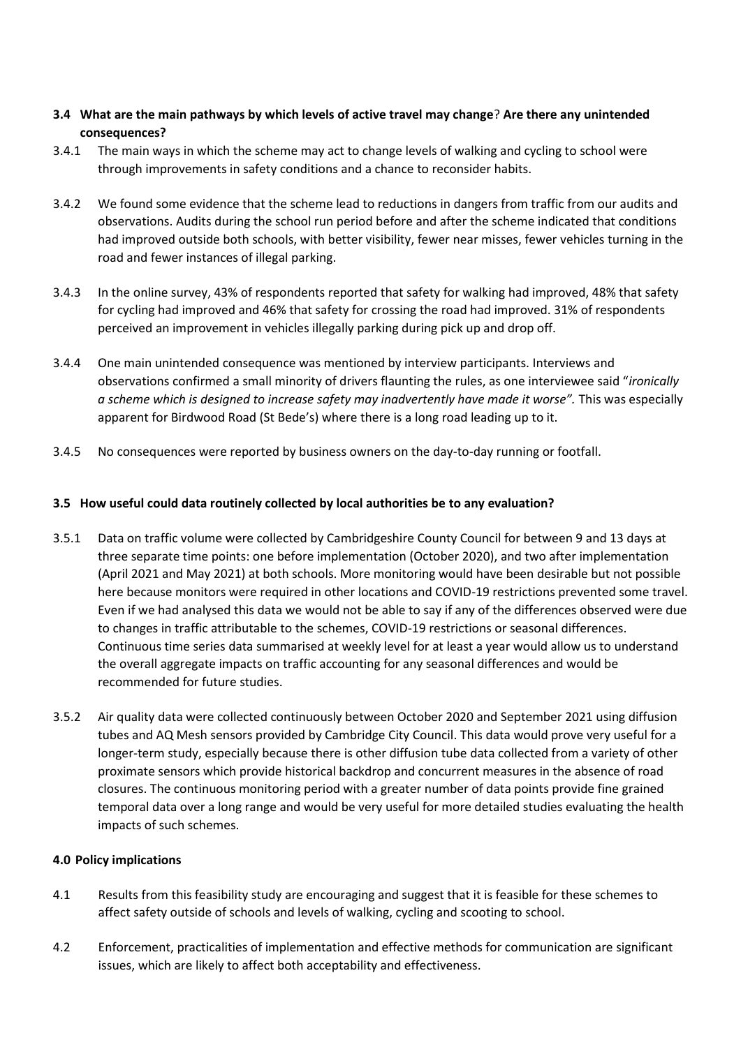### 3.4 What are the main pathways by which levels of active travel may change? Are there any unintended consequences?

3.4.1 The main ways in which the scheme may act to change levels of walking and cycling to school were through improvements in safety conditions and a chance to reconsider habits.

3.4.2 We found some evidence that the scheme lead to reductions in dangers from traffic from our audits and observations. Audits during the school run period before and after the scheme indicated that conditions had improved outside both schools, with better visibility, fewer near misses, fewer vehicles turning in the road and fewer instances of illegal parking.

3.4.3 In the online survey, 43% of respondents reported that safety for walking had improved, 48% that safety for cycling had improved and 46% that safety for crossing the road had improved. 31% of respondents perceived an improvement in vehicles illegally parking during pick up and drop off.

3.4.4 One main unintended consequence was mentioned by interview participants. Interviews and observations confirmed a small minority of drivers flaunting the rules, as one interviewee said "*ironically a scheme which is designed to increase safety may inadvertently have made it worse".* This was especially apparent for Birdwood Road (St Bede's) where there is a long road leading up to it.

3.4.5 No consequences were reported by business owners on the day-to-day running or footfall.

### 3.5 How useful could data routinely collected by local authorities be to any evaluation?

3.5.1 Data on traffic volume were collected by Cambridgeshire County Council for between 9 and 13 days at three separate time points: one before implementation (October 2020), and two after implementation (April 2021 and May 2021) at both schools. More monitoring would have been desirable but not possible here because monitors were required in other locations and COVID-19 restrictions prevented some travel. Even if we had analysed this data we would not be able to say if any of the differences observed were due to changes in traffic attributable to the schemes, COVID-19 restrictions or seasonal differences. Continuous time series data summarised at weekly level for at least a year would allow us to understand the overall aggregate impacts on traffic accounting for any seasonal differences and would be recommended for future studies.

3.5.2 Air quality data were collected continuously between October 2020 and September 2021 using diffusion tubes and AQ Mesh sensors provided by Cambridge City Council. This data would prove very useful for a longer-term study, especially because there is other diffusion tube data collected from a variety of other proximate sensors which provide historical backdrop and concurrent measures in the absence of road closures. The continuous monitoring period with a greater number of data points provide fine grained temporal data over a long range and would be very useful for more detailed studies evaluating the health impacts of such schemes.

## 4.0 Policy implications

4.1 Results from this feasibility study are encouraging and suggest that it is feasible for these schemes to affect safety outside of schools and levels of walking, cycling and scooting to school.

4.2 Enforcement, practicalities of implementation and effective methods for communication are significant issues, which are likely to affect both acceptability and effectiveness.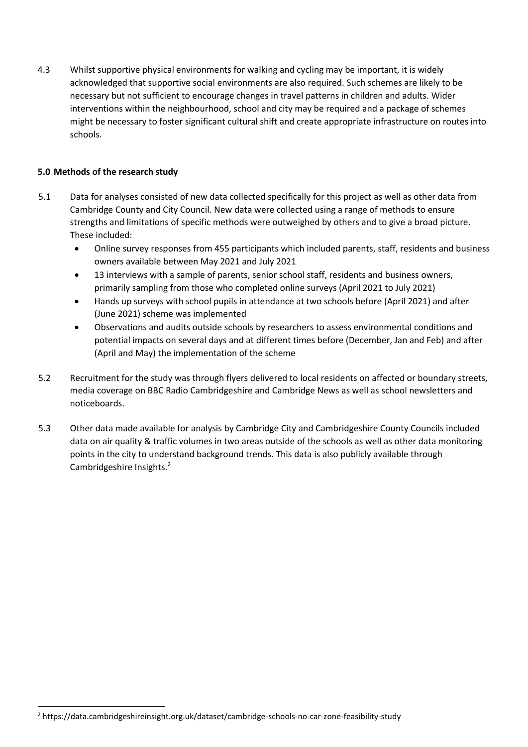4.3 Whilst supportive physical environments for walking and cycling may be important, it is widely acknowledged that supportive social environments are also required. Such schemes are likely to be necessary but not sufficient to encourage changes in travel patterns in children and adults. Wider interventions within the neighbourhood, school and city may be required and a package of schemes might be necessary to foster significant cultural shift and create appropriate infrastructure on routes into schools.

## 5.0 Methods of the research study

5.1 Data for analyses consisted of new data collected specifically for this project as well as other data from Cambridge County and City Council. New data were collected using a range of methods to ensure strengths and limitations of specific methods were outweighed by others and to give a broad picture. These included:

- Online survey responses from 455 participants which included parents, staff, residents and business owners available between May 2021 and July 2021
- 13 interviews with a sample of parents, senior school staff, residents and business owners, primarily sampling from those who completed online surveys (April 2021 to July 2021)
- Hands up surveys with school pupils in attendance at two schools before (April 2021) and after (June 2021) scheme was implemented
- Observations and audits outside schools by researchers to assess environmental conditions and potential impacts on several days and at different times before (December, Jan and Feb) and after (April and May) the implementation of the scheme

5.2 Recruitment for the study was through flyers delivered to local residents on affected or boundary streets, media coverage on BBC Radio Cambridgeshire and Cambridge News as well as school newsletters and noticeboards.

5.3 Other data made available for analysis by Cambridge City and Cambridgeshire County Councils included data on air quality & traffic volumes in two areas outside of the schools as well as other data monitoring points in the city to understand background trends. This data is also publicly available through Cambridgeshire Insights.[2]

---

[2] https://data.cambridgeshireinsight.org.uk/dataset/cambridge-schools-no-car-zone-feasibility-study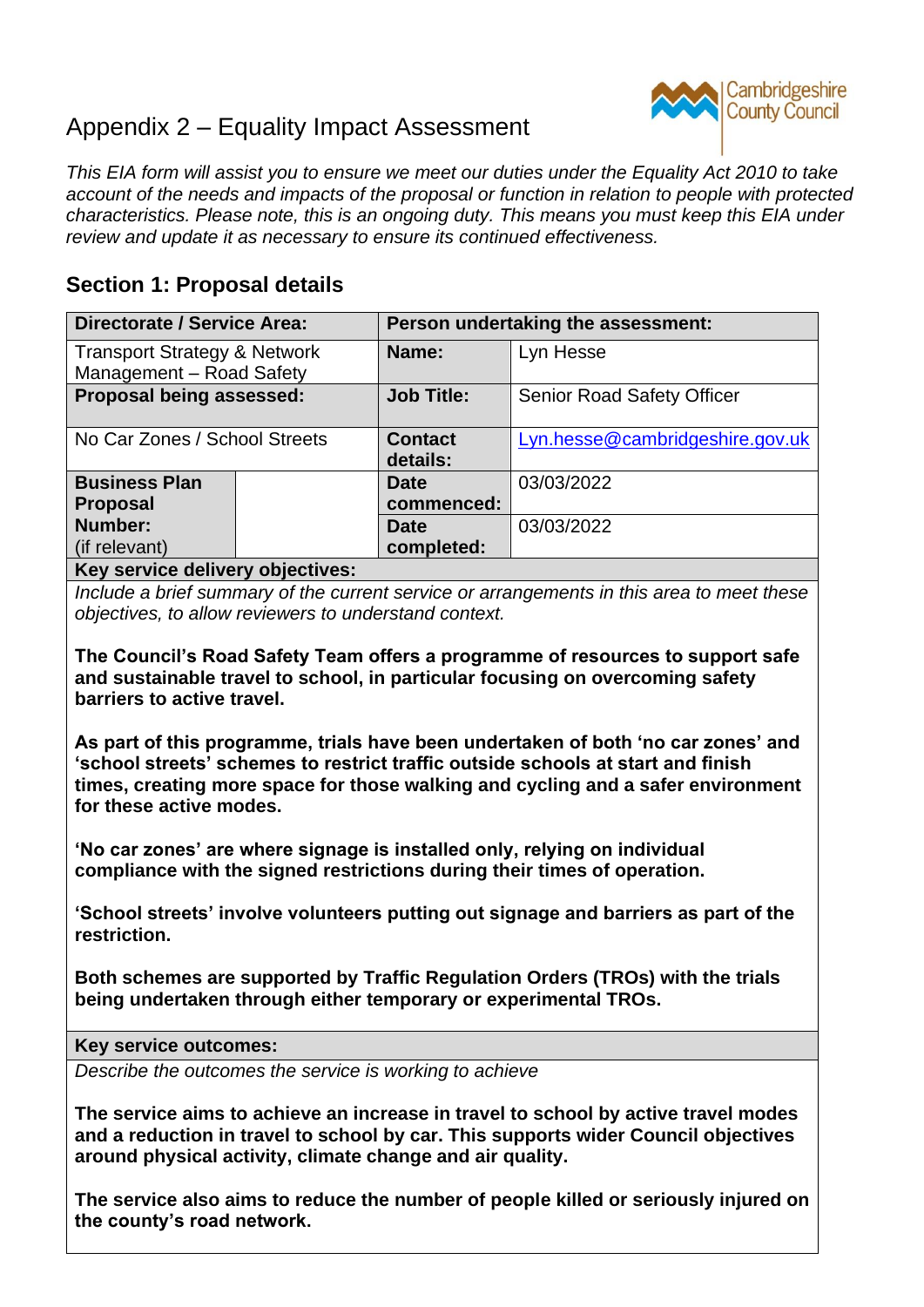# Appendix 2 – Equality Impact Assessment

Cambridgeshire County Council

*This EIA form will assist you to ensure we meet our duties under the Equality Act 2010 to take account of the needs and impacts of the proposal or function in relation to people with protected characteristics. Please note, this is an ongoing duty. This means you must keep this EIA under review and update it as necessary to ensure its continued effectiveness.*

## Section 1: Proposal details

| **Directorate / Service Area:** | | **Person undertaking the assessment:** | |
|---|---|---|---|
| Transport Strategy & Network Management – Road Safety | | **Name:** | Lyn Hesse |
| **Proposal being assessed:** | | **Job Title:** | Senior Road Safety Officer |
| No Car Zones / School Streets | | **Contact details:** | Lyn.hesse@cambridgeshire.gov.uk |
| **Business Plan Proposal Number:** (if relevant) | | **Date commenced:** | 03/03/2022 |
| | | **Date completed:** | 03/03/2022 |

**Key service delivery objectives:**

*Include a brief summary of the current service or arrangements in this area to meet these objectives, to allow reviewers to understand context.*

**The Council's Road Safety Team offers a programme of resources to support safe and sustainable travel to school, in particular focusing on overcoming safety barriers to active travel.**

**As part of this programme, trials have been undertaken of both 'no car zones' and 'school streets' schemes to restrict traffic outside schools at start and finish times, creating more space for those walking and cycling and a safer environment for these active modes.**

**'No car zones' are where signage is installed only, relying on individual compliance with the signed restrictions during their times of operation.**

**'School streets' involve volunteers putting out signage and barriers as part of the restriction.**

**Both schemes are supported by Traffic Regulation Orders (TROs) with the trials being undertaken through either temporary or experimental TROs.**

**Key service outcomes:**

*Describe the outcomes the service is working to achieve*

**The service aims to achieve an increase in travel to school by active travel modes and a reduction in travel to school by car. This supports wider Council objectives around physical activity, climate change and air quality.**

**The service also aims to reduce the number of people killed or seriously injured on the county's road network.**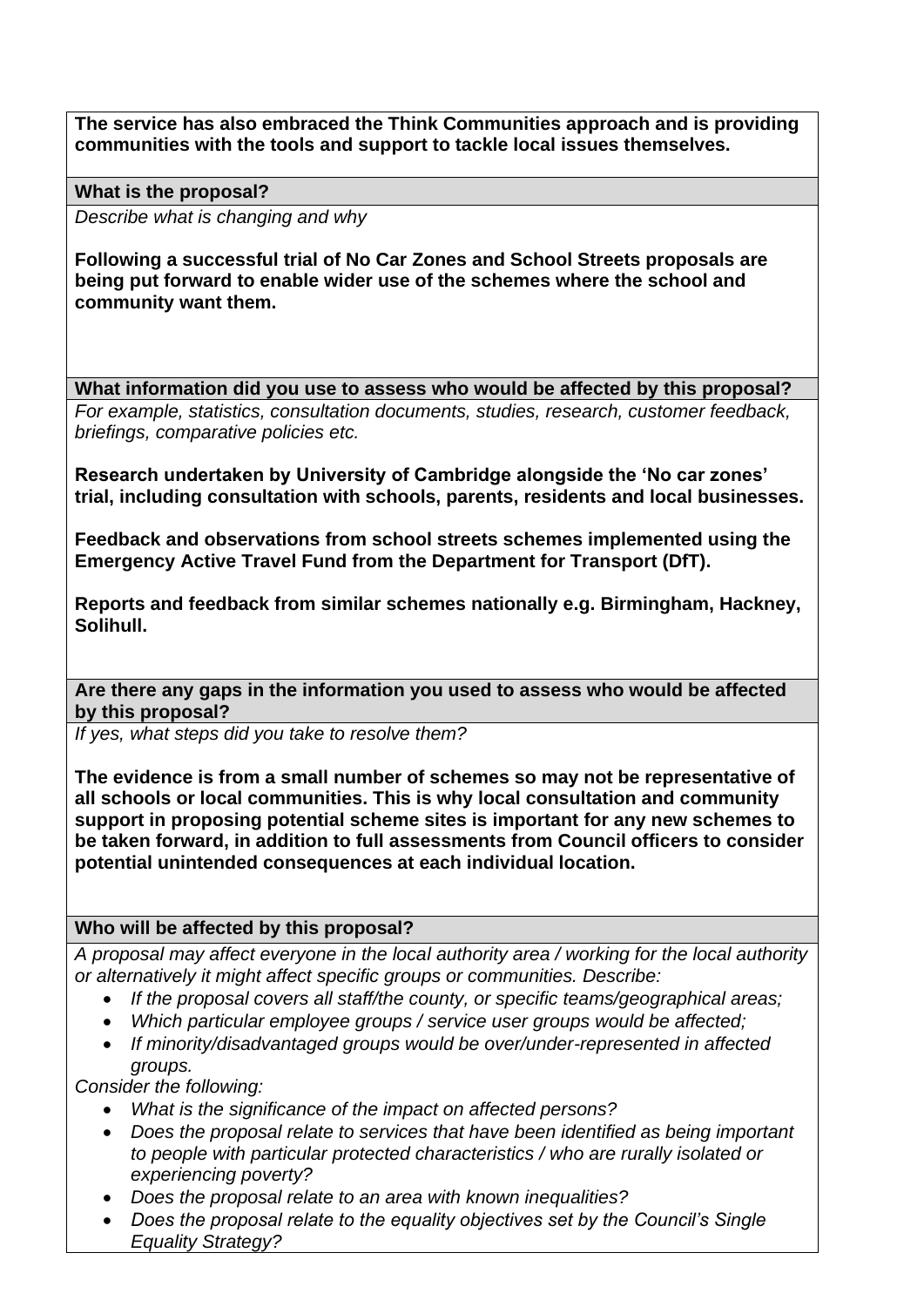**The service has also embraced the Think Communities approach and is providing communities with the tools and support to tackle local issues themselves.**

**What is the proposal?**

*Describe what is changing and why*

**Following a successful trial of No Car Zones and School Streets proposals are being put forward to enable wider use of the schemes where the school and community want them.**

**What information did you use to assess who would be affected by this proposal?**

*For example, statistics, consultation documents, studies, research, customer feedback, briefings, comparative policies etc.*

**Research undertaken by University of Cambridge alongside the 'No car zones' trial, including consultation with schools, parents, residents and local businesses.**

**Feedback and observations from school streets schemes implemented using the Emergency Active Travel Fund from the Department for Transport (DfT).**

**Reports and feedback from similar schemes nationally e.g. Birmingham, Hackney, Solihull.**

**Are there any gaps in the information you used to assess who would be affected by this proposal?**

*If yes, what steps did you take to resolve them?*

**The evidence is from a small number of schemes so may not be representative of all schools or local communities. This is why local consultation and community support in proposing potential scheme sites is important for any new schemes to be taken forward, in addition to full assessments from Council officers to consider potential unintended consequences at each individual location.**

**Who will be affected by this proposal?**

*A proposal may affect everyone in the local authority area / working for the local authority or alternatively it might affect specific groups or communities. Describe:*

- *If the proposal covers all staff/the county, or specific teams/geographical areas;*
- *Which particular employee groups / service user groups would be affected;*
- *If minority/disadvantaged groups would be over/under-represented in affected groups.*

*Consider the following:*

- *What is the significance of the impact on affected persons?*
- *Does the proposal relate to services that have been identified as being important to people with particular protected characteristics / who are rurally isolated or experiencing poverty?*
- *Does the proposal relate to an area with known inequalities?*
- *Does the proposal relate to the equality objectives set by the Council's Single Equality Strategy?*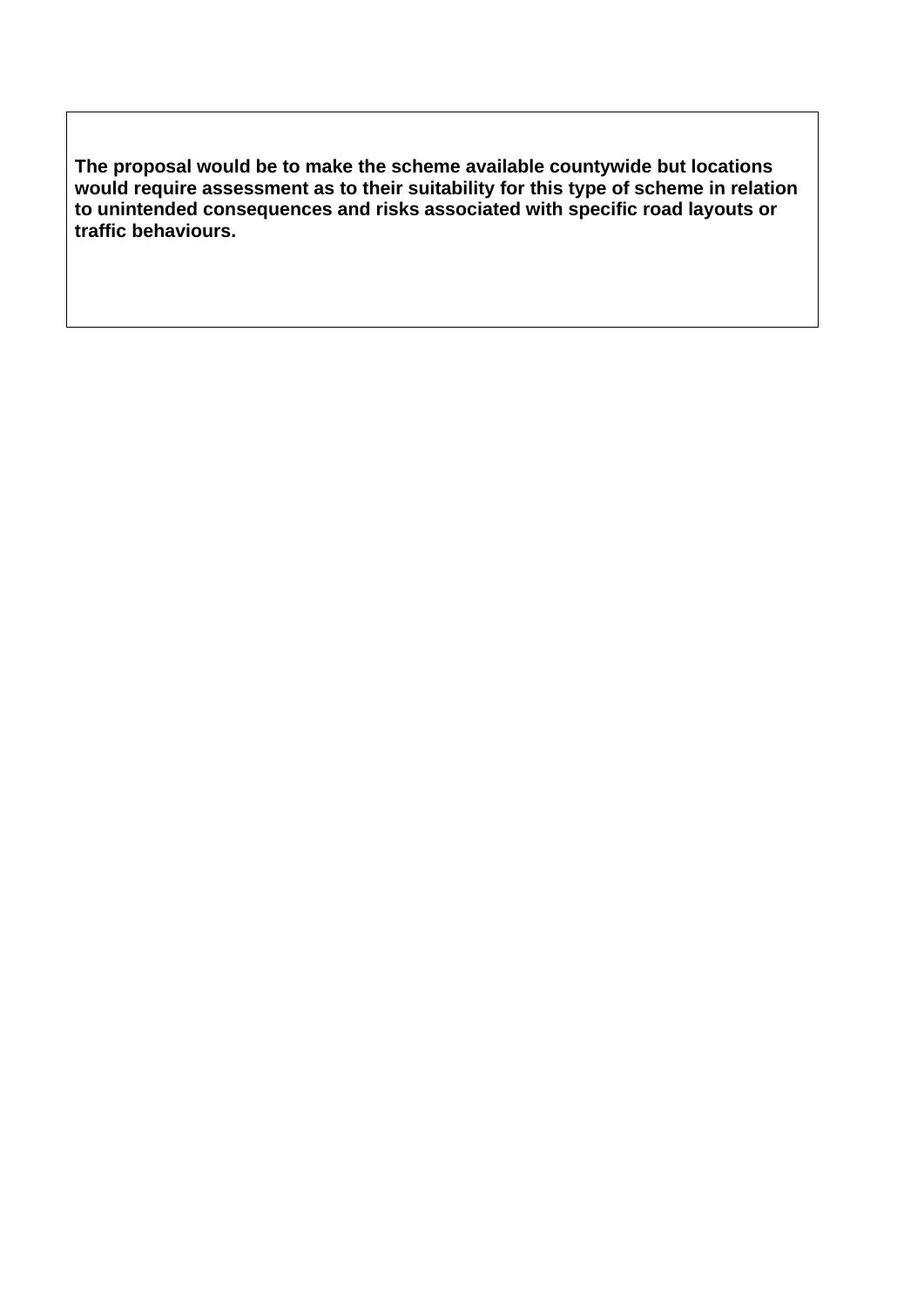**The proposal would be to make the scheme available countywide but locations would require assessment as to their suitability for this type of scheme in relation to unintended consequences and risks associated with specific road layouts or traffic behaviours.**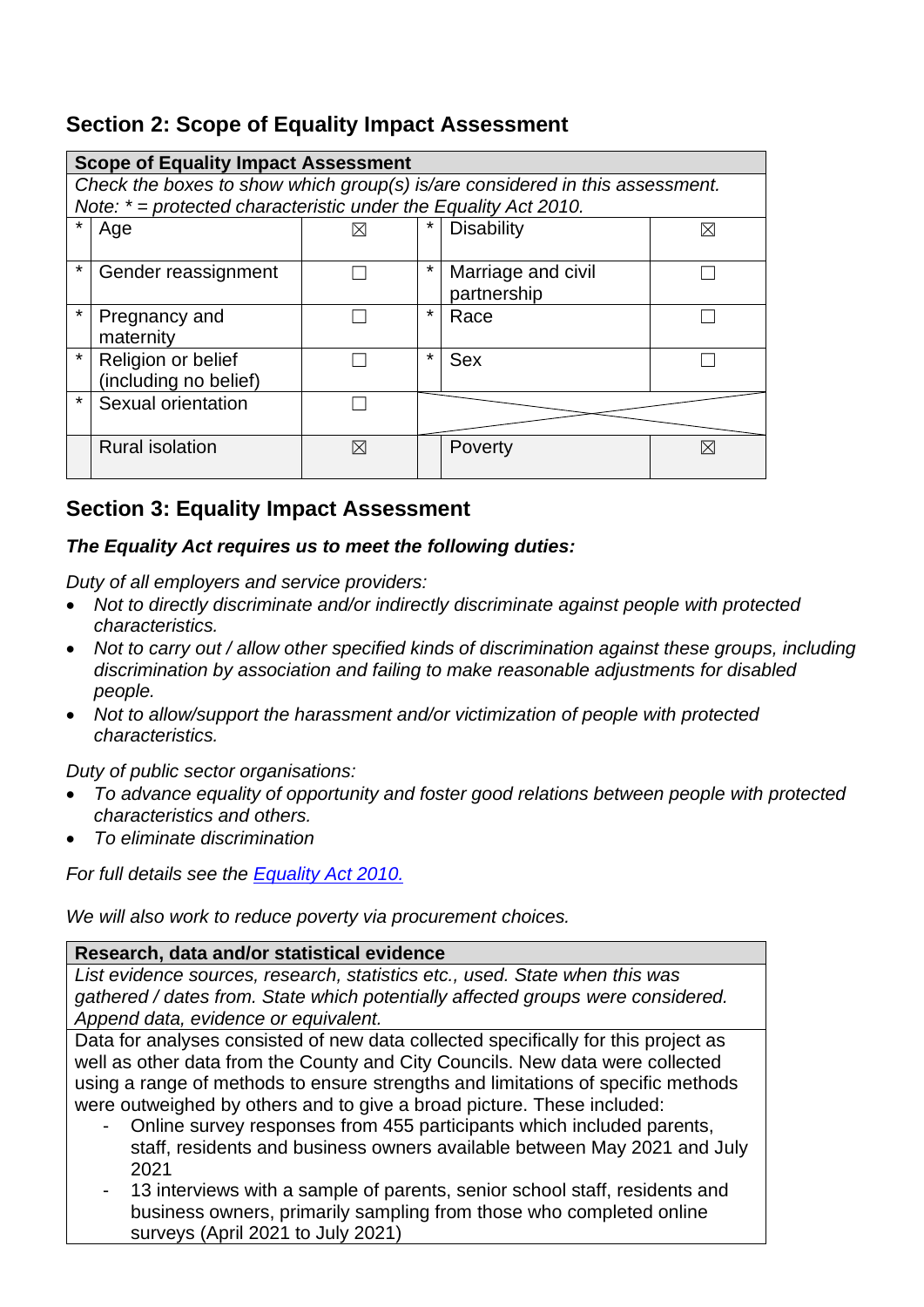## Section 2: Scope of Equality Impact Assessment

| Scope of Equality Impact Assessment | | | | | |
|---|---|---|---|---|---|
| *Check the boxes to show which group(s) is/are considered in this assessment. Note: * = protected characteristic under the Equality Act 2010.* | | | | | |
| * | Age | ☒ | * | Disability | ☒ |
| * | Gender reassignment | ☐ | * | Marriage and civil partnership | ☐ |
| * | Pregnancy and maternity | ☐ | * | Race | ☐ |
| * | Religion or belief (including no belief) | ☐ | * | Sex | ☐ |
| * | Sexual orientation | ☐ | | | |
| | Rural isolation | ☒ | | Poverty | ☒ |

## Section 3: Equality Impact Assessment

***The Equality Act requires us to meet the following duties:***

*Duty of all employers and service providers:*

- *Not to directly discriminate and/or indirectly discriminate against people with protected characteristics.*
- *Not to carry out / allow other specified kinds of discrimination against these groups, including discrimination by association and failing to make reasonable adjustments for disabled people.*
- *Not to allow/support the harassment and/or victimization of people with protected characteristics.*

*Duty of public sector organisations:*

- *To advance equality of opportunity and foster good relations between people with protected characteristics and others.*
- *To eliminate discrimination*

*For full details see the [Equality Act 2010.](#)*

*We will also work to reduce poverty via procurement choices.*

| Research, data and/or statistical evidence |
|---|
| *List evidence sources, research, statistics etc., used. State when this was gathered / dates from. State which potentially affected groups were considered. Append data, evidence or equivalent.* |
| Data for analyses consisted of new data collected specifically for this project as well as other data from the County and City Councils. New data were collected using a range of methods to ensure strengths and limitations of specific methods were outweighed by others and to give a broad picture. These included:<br>- Online survey responses from 455 participants which included parents, staff, residents and business owners available between May 2021 and July 2021<br>- 13 interviews with a sample of parents, senior school staff, residents and business owners, primarily sampling from those who completed online surveys (April 2021 to July 2021) |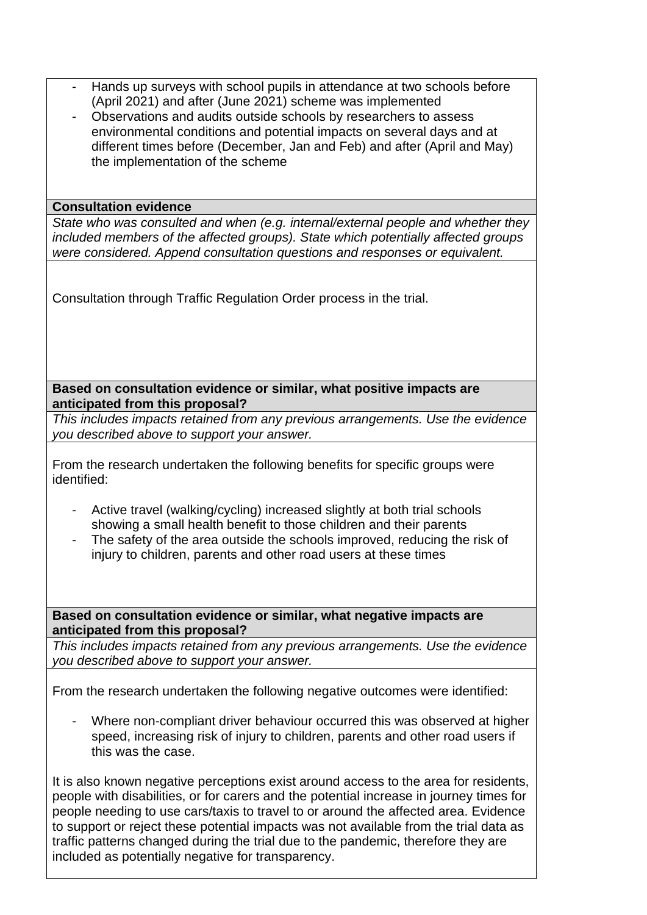- Hands up surveys with school pupils in attendance at two schools before (April 2021) and after (June 2021) scheme was implemented
- Observations and audits outside schools by researchers to assess environmental conditions and potential impacts on several days and at different times before (December, Jan and Feb) and after (April and May) the implementation of the scheme

**Consultation evidence**

*State who was consulted and when (e.g. internal/external people and whether they included members of the affected groups). State which potentially affected groups were considered. Append consultation questions and responses or equivalent.*

Consultation through Traffic Regulation Order process in the trial.

**Based on consultation evidence or similar, what positive impacts are anticipated from this proposal?**

*This includes impacts retained from any previous arrangements. Use the evidence you described above to support your answer.*

From the research undertaken the following benefits for specific groups were identified:

- Active travel (walking/cycling) increased slightly at both trial schools showing a small health benefit to those children and their parents
- The safety of the area outside the schools improved, reducing the risk of injury to children, parents and other road users at these times

**Based on consultation evidence or similar, what negative impacts are anticipated from this proposal?**

*This includes impacts retained from any previous arrangements. Use the evidence you described above to support your answer.*

From the research undertaken the following negative outcomes were identified:

- Where non-compliant driver behaviour occurred this was observed at higher speed, increasing risk of injury to children, parents and other road users if this was the case.

It is also known negative perceptions exist around access to the area for residents, people with disabilities, or for carers and the potential increase in journey times for people needing to use cars/taxis to travel to or around the affected area. Evidence to support or reject these potential impacts was not available from the trial data as traffic patterns changed during the trial due to the pandemic, therefore they are included as potentially negative for transparency.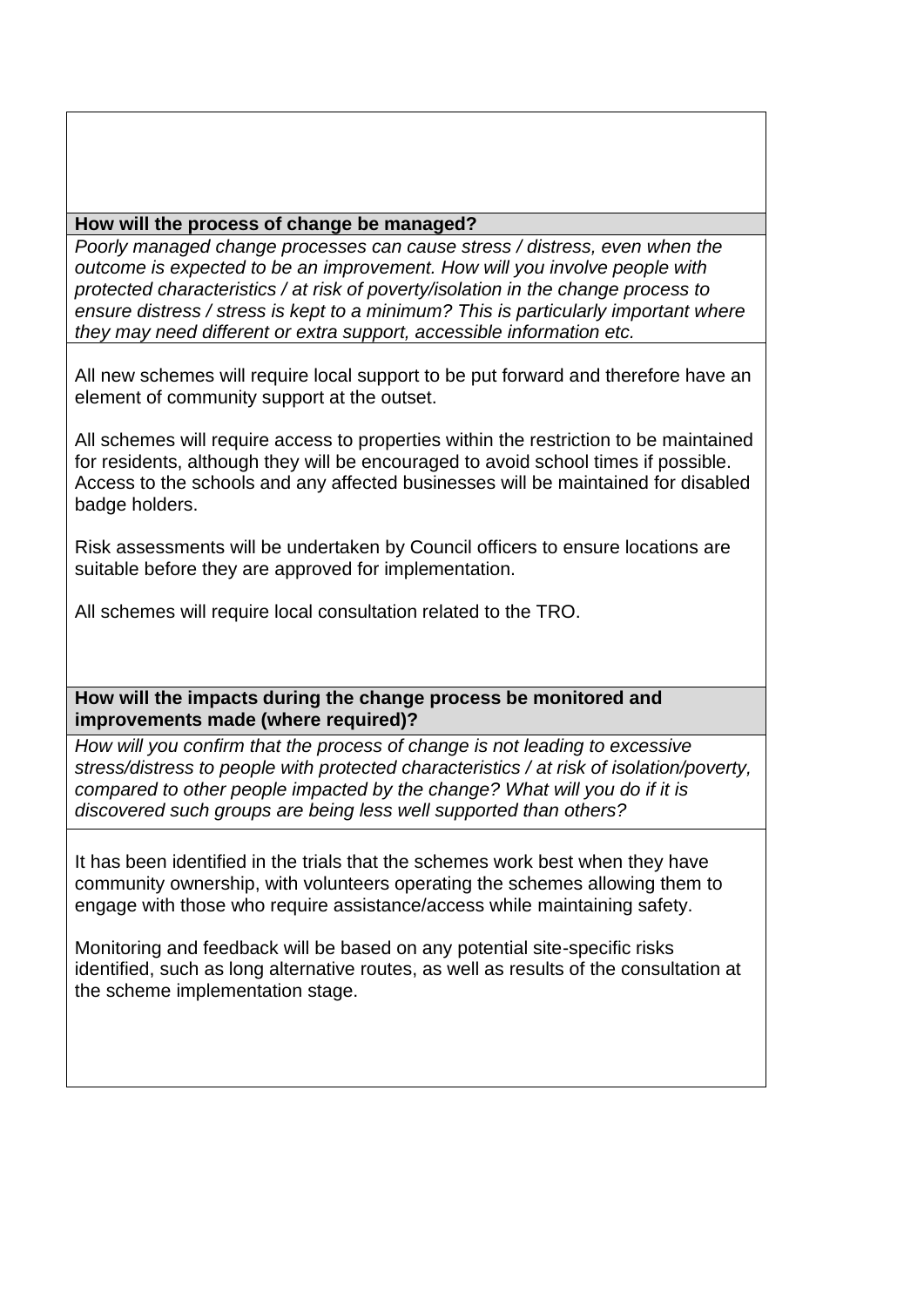**How will the process of change be managed?**

*Poorly managed change processes can cause stress / distress, even when the outcome is expected to be an improvement. How will you involve people with protected characteristics / at risk of poverty/isolation in the change process to ensure distress / stress is kept to a minimum? This is particularly important where they may need different or extra support, accessible information etc.*

All new schemes will require local support to be put forward and therefore have an element of community support at the outset.

All schemes will require access to properties within the restriction to be maintained for residents, although they will be encouraged to avoid school times if possible. Access to the schools and any affected businesses will be maintained for disabled badge holders.

Risk assessments will be undertaken by Council officers to ensure locations are suitable before they are approved for implementation.

All schemes will require local consultation related to the TRO.

**How will the impacts during the change process be monitored and improvements made (where required)?**

*How will you confirm that the process of change is not leading to excessive stress/distress to people with protected characteristics / at risk of isolation/poverty, compared to other people impacted by the change? What will you do if it is discovered such groups are being less well supported than others?*

It has been identified in the trials that the schemes work best when they have community ownership, with volunteers operating the schemes allowing them to engage with those who require assistance/access while maintaining safety.

Monitoring and feedback will be based on any potential site-specific risks identified, such as long alternative routes, as well as results of the consultation at the scheme implementation stage.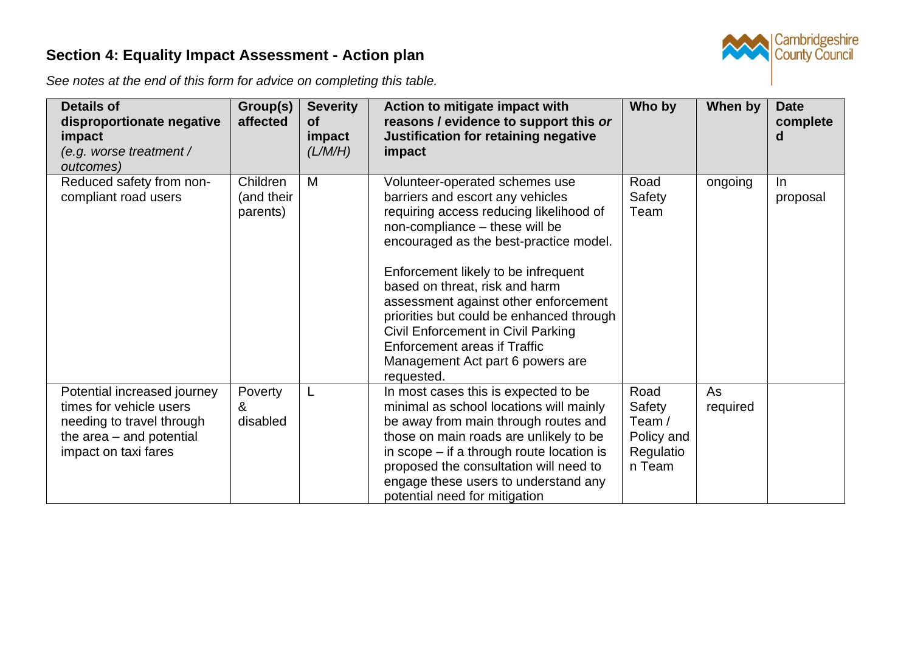## Section 4: Equality Impact Assessment - Action plan

*See notes at the end of this form for advice on completing this table.*

| **Details of disproportionate negative impact** *(e.g. worse treatment / outcomes)* | **Group(s) affected** | **Severity of impact** *(L/M/H)* | **Action to mitigate impact with reasons / evidence to support this *or* Justification for retaining negative impact** | **Who by** | **When by** | **Date completed** |
|---|---|---|---|---|---|---|
| Reduced safety from non-compliant road users | Children (and their parents) | M | Volunteer-operated schemes use barriers and escort any vehicles requiring access reducing likelihood of non-compliance – these will be encouraged as the best-practice model.<br><br>Enforcement likely to be infrequent based on threat, risk and harm assessment against other enforcement priorities but could be enhanced through Civil Enforcement in Civil Parking Enforcement areas if Traffic Management Act part 6 powers are requested. | Road Safety Team | ongoing | In proposal |
| Potential increased journey times for vehicle users needing to travel through the area – and potential impact on taxi fares | Poverty & disabled | L | In most cases this is expected to be minimal as school locations will mainly be away from main through routes and those on main roads are unlikely to be in scope – if a through route location is proposed the consultation will need to engage these users to understand any potential need for mitigation | Road Safety Team / Policy and Regulation Team | As required | |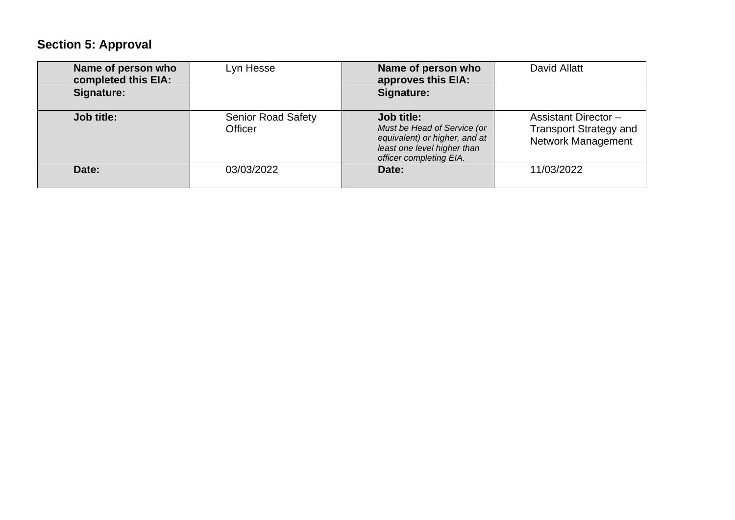**Section 5: Approval**

| | | | |
|---|---|---|---|
| **Name of person who completed this EIA:** | Lyn Hesse | **Name of person who approves this EIA:** | David Allatt |
| **Signature:** | | **Signature:** | |
| **Job title:** | Senior Road Safety Officer | **Job title:** *Must be Head of Service (or equivalent) or higher, and at least one level higher than officer completing EIA.* | Assistant Director – Transport Strategy and Network Management |
| **Date:** | 03/03/2022 | **Date:** | 11/03/2022 |